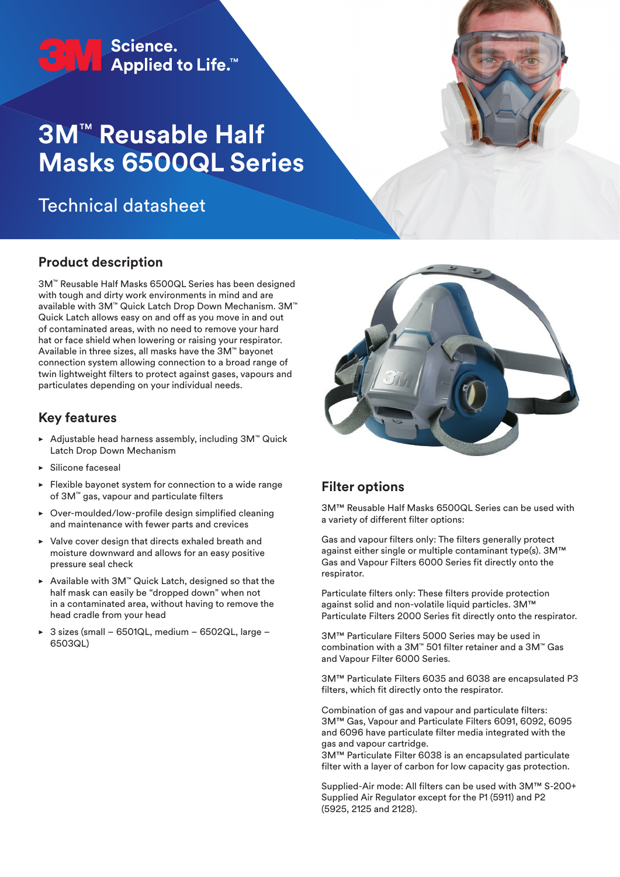3M Science. Applied to Life.™

# 3M™ Reusable Half Masks 6500QL Series

## Technical datasheet

## Product description

3M™ Reusable Half Masks 6500QL Series has been designed with tough and dirty work environments in mind and are available with 3M™ Quick Latch Drop Down Mechanism. 3M™ Quick Latch allows easy on and off as you move in and out of contaminated areas, with no need to remove your hard hat or face shield when lowering or raising your respirator. Available in three sizes, all masks have the 3M™ bayonet connection system allowing connection to a broad range of twin lightweight filters to protect against gases, vapours and particulates depending on your individual needs.

## Key features

- Adjustable head harness assembly, including 3M™ Quick Latch Drop Down Mechanism
- Silicone faceseal
- Flexible bayonet system for connection to a wide range of 3M™ gas, vapour and particulate filters
- Over-moulded/low-profile design simplified cleaning and maintenance with fewer parts and crevices
- Valve cover design that directs exhaled breath and moisture downward and allows for an easy positive pressure seal check
- Available with 3M™ Quick Latch, designed so that the half mask can easily be "dropped down" when not in a contaminated area, without having to remove the head cradle from your head
- 3 sizes (small – 6501QL, medium – 6502QL, large – 6503QL)

## Filter options

3M™ Reusable Half Masks 6500QL Series can be used with a variety of different filter options:

Gas and vapour filters only: The filters generally protect against either single or multiple contaminant type(s). 3M™ Gas and Vapour Filters 6000 Series fit directly onto the respirator.

Particulate filters only: These filters provide protection against solid and non-volatile liquid particles. 3M™ Particulate Filters 2000 Series fit directly onto the respirator.

3M™ Particulare Filters 5000 Series may be used in combination with a 3M™ 501 filter retainer and a 3M™ Gas and Vapour Filter 6000 Series.

3M™ Particulate Filters 6035 and 6038 are encapsulated P3 filters, which fit directly onto the respirator.

Combination of gas and vapour and particulate filters: 3M™ Gas, Vapour and Particulate Filters 6091, 6092, 6095 and 6096 have particulate filter media integrated with the gas and vapour cartridge.
3M™ Particulate Filter 6038 is an encapsulated particulate filter with a layer of carbon for low capacity gas protection.

Supplied-Air mode: All filters can be used with 3M™ S-200+ Supplied Air Regulator except for the P1 (5911) and P2 (5925, 2125 and 2128).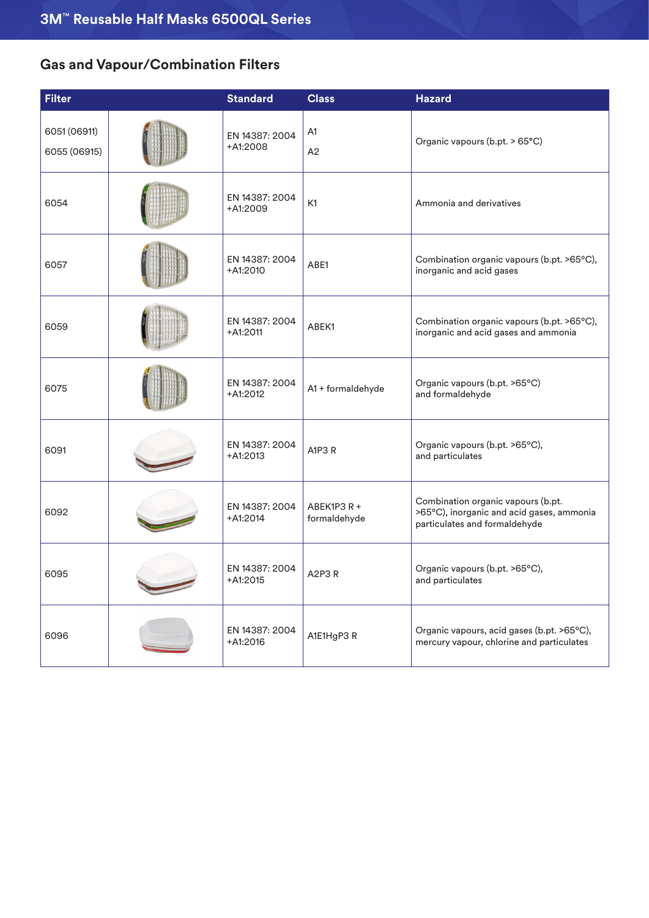## Gas and Vapour/Combination Filters

| Filter | | Standard | Class | Hazard |
|---|---|---|---|---|
| 6051 (06911)<br>6055 (06915) | | EN 14387: 2004 +A1:2008 | A1<br>A2 | Organic vapours (b.pt. > 65°C) |
| 6054 | | EN 14387: 2004 +A1:2009 | K1 | Ammonia and derivatives |
| 6057 | | EN 14387: 2004 +A1:2010 | ABE1 | Combination organic vapours (b.pt. >65°C), inorganic and acid gases |
| 6059 | | EN 14387: 2004 +A1:2011 | ABEK1 | Combination organic vapours (b.pt. >65°C), inorganic and acid gases and ammonia |
| 6075 | | EN 14387: 2004 +A1:2012 | A1 + formaldehyde | Organic vapours (b.pt. >65°C) and formaldehyde |
| 6091 | | EN 14387: 2004 +A1:2013 | A1P3 R | Organic vapours (b.pt. >65°C), and particulates |
| 6092 | | EN 14387: 2004 +A1:2014 | ABEK1P3 R + formaldehyde | Combination organic vapours (b.pt. >65°C), inorganic and acid gases, ammonia particulates and formaldehyde |
| 6095 | | EN 14387: 2004 +A1:2015 | A2P3 R | Organic vapours (b.pt. >65°C), and particulates |
| 6096 | | EN 14387: 2004 +A1:2016 | A1E1HgP3 R | Organic vapours, acid gases (b.pt. >65°C), mercury vapour, chlorine and particulates |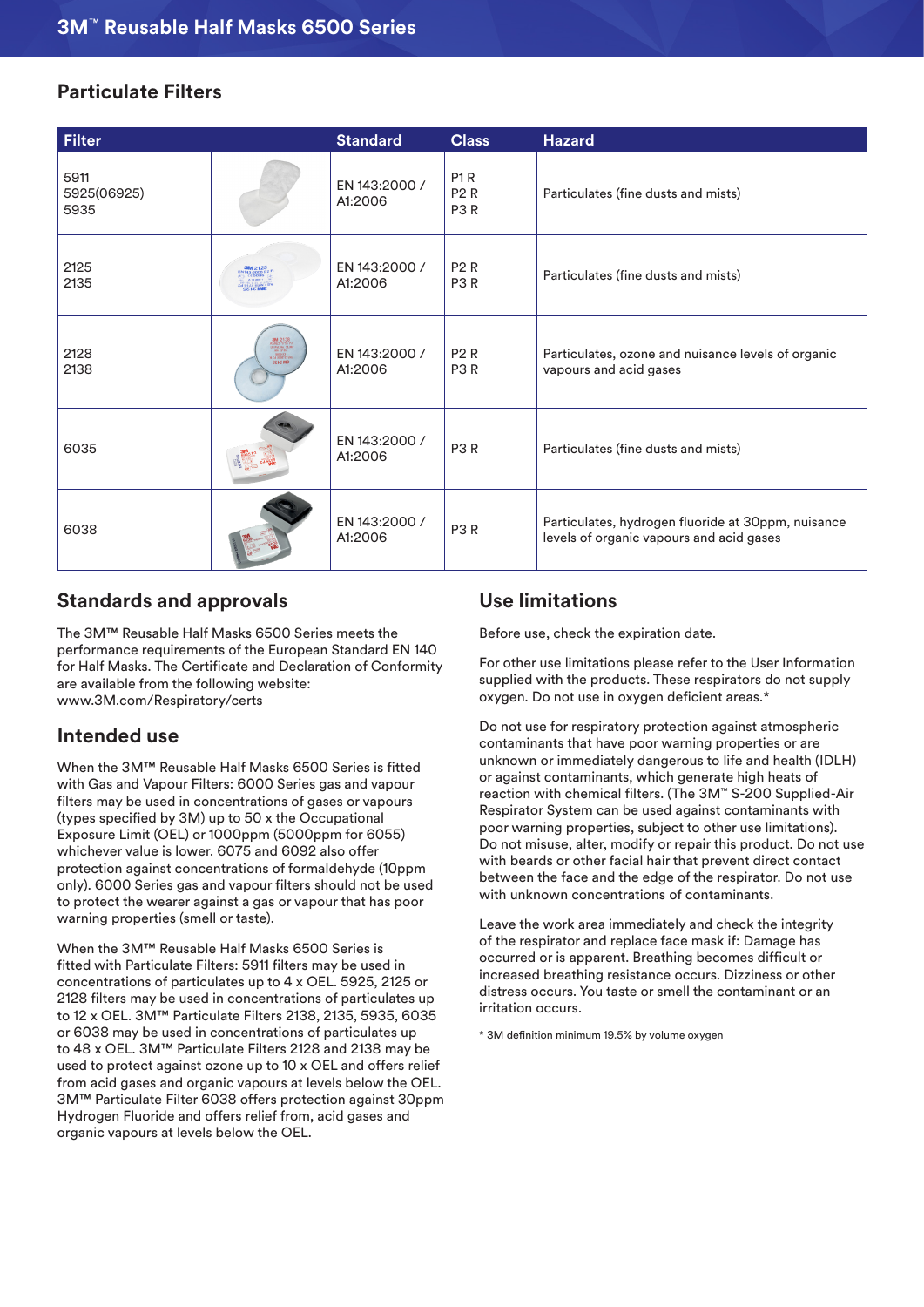## Particulate Filters

| Filter | | Standard | Class | Hazard |
|---|---|---|---|---|
| 5911<br>5925(06925)<br>5935 | | EN 143:2000 / A1:2006 | P1 R<br>P2 R<br>P3 R | Particulates (fine dusts and mists) |
| 2125<br>2135 | | EN 143:2000 / A1:2006 | P2 R<br>P3 R | Particulates (fine dusts and mists) |
| 2128<br>2138 | | EN 143:2000 / A1:2006 | P2 R<br>P3 R | Particulates, ozone and nuisance levels of organic vapours and acid gases |
| 6035 | | EN 143:2000 / A1:2006 | P3 R | Particulates (fine dusts and mists) |
| 6038 | | EN 143:2000 / A1:2006 | P3 R | Particulates, hydrogen fluoride at 30ppm, nuisance levels of organic vapours and acid gases |

## Standards and approvals

The 3M™ Reusable Half Masks 6500 Series meets the performance requirements of the European Standard EN 140 for Half Masks. The Certificate and Declaration of Conformity are available from the following website: www.3M.com/Respiratory/certs

## Intended use

When the 3M™ Reusable Half Masks 6500 Series is fitted with Gas and Vapour Filters: 6000 Series gas and vapour filters may be used in concentrations of gases or vapours (types specified by 3M) up to 50 x the Occupational Exposure Limit (OEL) or 1000ppm (5000ppm for 6055) whichever value is lower. 6075 and 6092 also offer protection against concentrations of formaldehyde (10ppm only). 6000 Series gas and vapour filters should not be used to protect the wearer against a gas or vapour that has poor warning properties (smell or taste).

When the 3M™ Reusable Half Masks 6500 Series is fitted with Particulate Filters: 5911 filters may be used in concentrations of particulates up to 4 x OEL. 5925, 2125 or 2128 filters may be used in concentrations of particulates up to 12 x OEL. 3M™ Particulate Filters 2138, 2135, 5935, 6035 or 6038 may be used in concentrations of particulates up to 48 x OEL. 3M™ Particulate Filters 2128 and 2138 may be used to protect against ozone up to 10 x OEL and offers relief from acid gases and organic vapours at levels below the OEL. 3M™ Particulate Filter 6038 offers protection against 30ppm Hydrogen Fluoride and offers relief from, acid gases and organic vapours at levels below the OEL.

## Use limitations

Before use, check the expiration date.

For other use limitations please refer to the User Information supplied with the products. These respirators do not supply oxygen. Do not use in oxygen deficient areas.*

Do not use for respiratory protection against atmospheric contaminants that have poor warning properties or are unknown or immediately dangerous to life and health (IDLH) or against contaminants, which generate high heats of reaction with chemical filters. (The 3M™ S-200 Supplied-Air Respiratory System can be used against contaminants with poor warning properties, subject to other use limitations). Do not misuse, alter, modify or repair this product. Do not use with beards or other facial hair that prevent direct contact between the face and the edge of the respirator. Do not use with unknown concentrations of contaminants.

Leave the work area immediately and check the integrity of the respirator and replace face mask if: Damage has occurred or is apparent. Breathing becomes difficult or increased breathing resistance occurs. Dizziness or other distress occurs. You taste or smell the contaminant or an irritation occurs.

* 3M definition minimum 19.5% by volume oxygen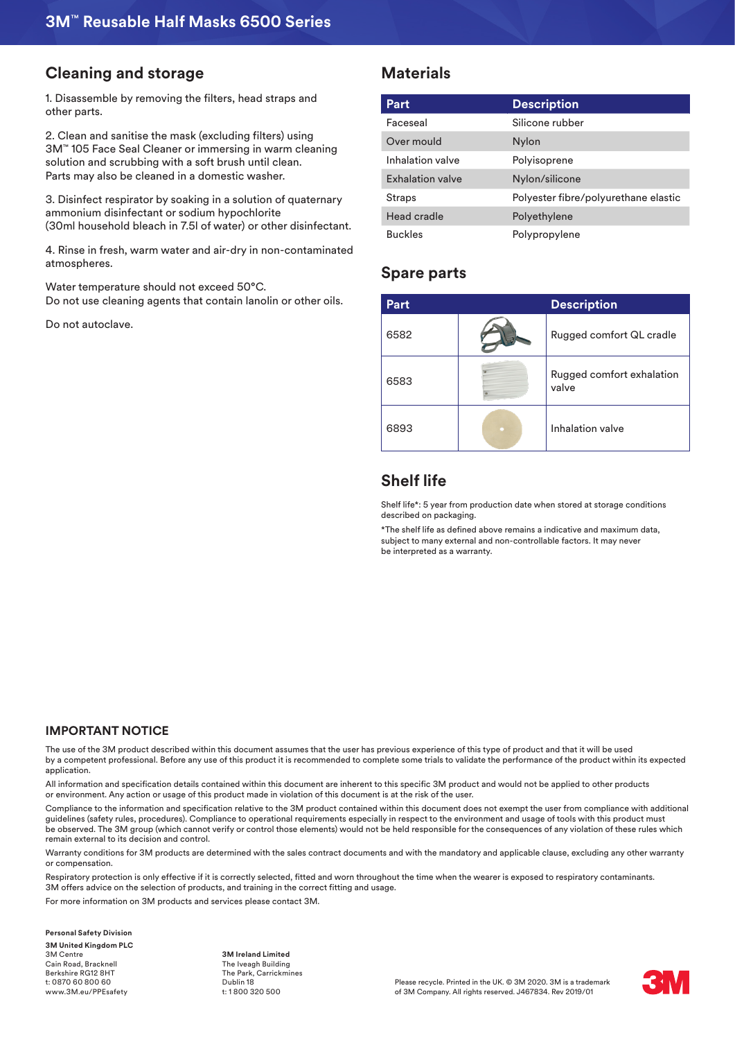## Cleaning and storage

1. Disassemble by removing the filters, head straps and other parts.

2. Clean and sanitise the mask (excluding filters) using 3M™ 105 Face Seal Cleaner or immersing in warm cleaning solution and scrubbing with a soft brush until clean. Parts may also be cleaned in a domestic washer.

3. Disinfect respirator by soaking in a solution of quaternary ammonium disinfectant or sodium hypochlorite (30ml household bleach in 7.5l of water) or other disinfectant.

4. Rinse in fresh, warm water and air-dry in non-contaminated atmospheres.

Water temperature should not exceed 50°C.
Do not use cleaning agents that contain lanolin or other oils.

Do not autoclave.

## Materials

| Part | Description |
|---|---|
| Faceseal | Silicone rubber |
| Over mould | Nylon |
| Inhalation valve | Polyisoprene |
| Exhalation valve | Nylon/silicone |
| Straps | Polyester fibre/polyurethane elastic |
| Head cradle | Polyethylene |
| Buckles | Polypropylene |

## Spare parts

| Part | | Description |
|---|---|---|
| 6582 | | Rugged comfort QL cradle |
| 6583 | | Rugged comfort exhalation valve |
| 6893 | | Inhalation valve |

## Shelf life

Shelf life*: 5 year from production date when stored at storage conditions described on packaging.

*The shelf life as defined above remains a indicative and maximum data, subject to many external and non-controllable factors. It may never be interpreted as a warranty.

### IMPORTANT NOTICE

The use of the 3M product described within this document assumes that the user has previous experience of this type of product and that it will be used by a competent professional. Before any use of this product it is recommended to complete some trials to validate the performance of the product within its expected application.

All information and specification details contained within this document are inherent to this specific 3M product and would not be applied to other products or environment. Any action or usage of this product made in violation of this document is at the risk of the user.

Compliance to the information and specification relative to the 3M product contained within this document does not exempt the user from compliance with additional guidelines (safety rules, procedures). Compliance to operational requirements especially in respect to the environment and usage of tools with this product must be observed. The 3M group (which cannot verify or control those elements) would not be held responsible for the consequences of any violation of these rules which remain external to its decision and control.

Warranty conditions for 3M products are determined with the sales contract documents and with the mandatory and applicable clause, excluding any other warranty or compensation.

Respiratory protection is only effective if it is correctly selected, fitted and worn throughout the time when the wearer is exposed to respiratory contaminants. 3M offers advice on the selection of products, and training in the correct fitting and usage.

For more information on 3M products and services please contact 3M.

**Personal Safety Division**

**3M United Kingdom PLC**
3M Centre
Cain Road, Bracknell
Berkshire RG12 8HT
t: 0870 60 800 60
www.3M.eu/PPEsafety

**3M Ireland Limited**
The Iveagh Building
The Park, Carrickmines
Dublin 18
t: 1 800 320 500

Please recycle. Printed in the UK. © 3M 2020. 3M is a trademark of 3M Company. All rights reserved. J467834. Rev 2019/01